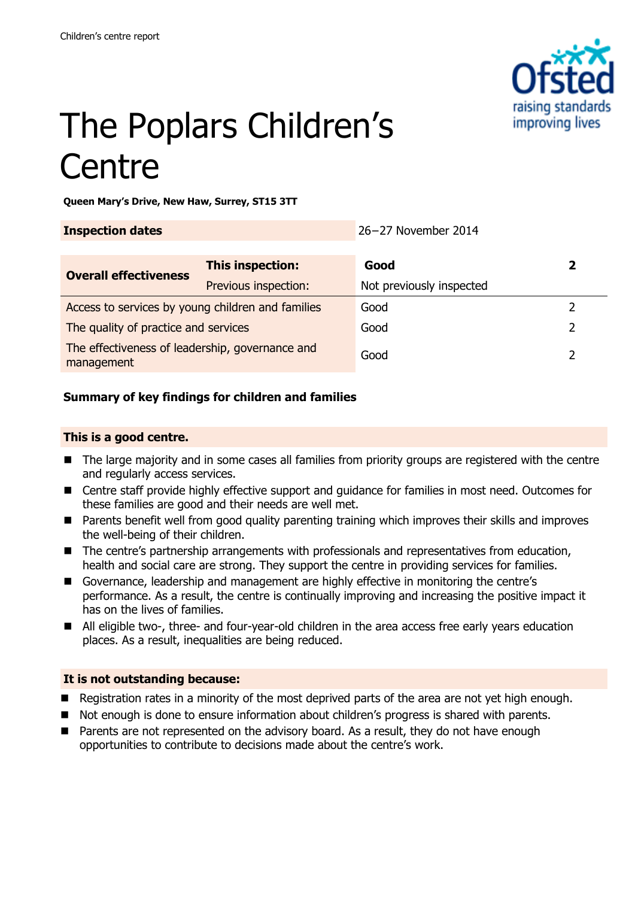Children's centre report

# The Poplars Children's Centre

**Queen Mary's Drive, New Haw, Surrey, ST15 3TT**

| **Inspection dates** | | 26–27 November 2014 | |
|---|---|---|---|
| **Overall effectiveness** | **This inspection:** | **Good** | **2** |
| | Previous inspection: | Not previously inspected | |
| Access to services by young children and families | | Good | 2 |
| The quality of practice and services | | Good | 2 |
| The effectiveness of leadership, governance and management | | Good | 2 |

**Summary of key findings for children and families**

**This is a good centre.**

- The large majority and in some cases all families from priority groups are registered with the centre and regularly access services.
- Centre staff provide highly effective support and guidance for families in most need. Outcomes for these families are good and their needs are well met.
- Parents benefit well from good quality parenting training which improves their skills and improves the well-being of their children.
- The centre's partnership arrangements with professionals and representatives from education, health and social care are strong. They support the centre in providing services for families.
- Governance, leadership and management are highly effective in monitoring the centre's performance. As a result, the centre is continually improving and increasing the positive impact it has on the lives of families.
- All eligible two-, three- and four-year-old children in the area access free early years education places. As a result, inequalities are being reduced.

**It is not outstanding because:**

- Registration rates in a minority of the most deprived parts of the area are not yet high enough.
- Not enough is done to ensure information about children's progress is shared with parents.
- Parents are not represented on the advisory board. As a result, they do not have enough opportunities to contribute to decisions made about the centre's work.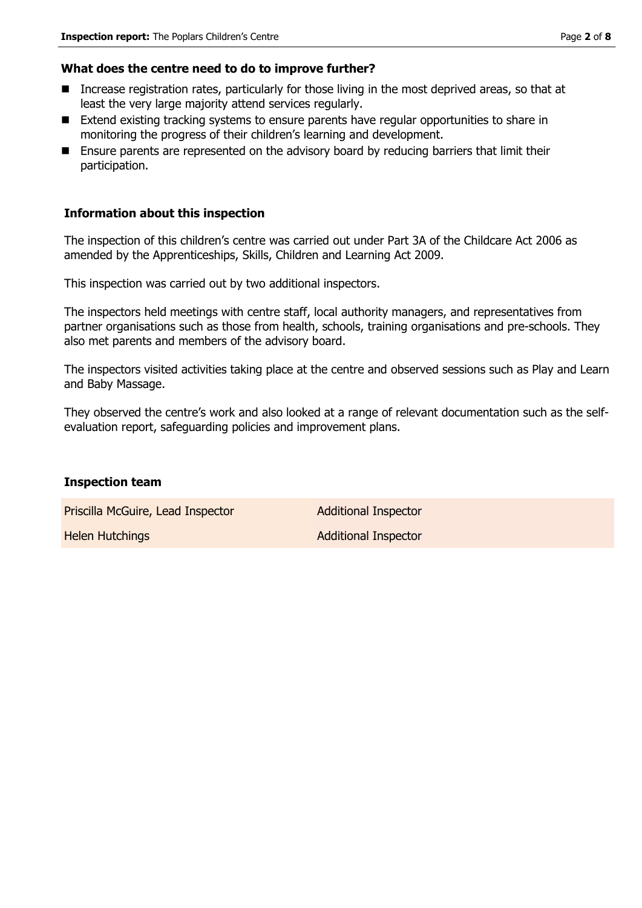### What does the centre need to do to improve further?

- Increase registration rates, particularly for those living in the most deprived areas, so that at least the very large majority attend services regularly.
- Extend existing tracking systems to ensure parents have regular opportunities to share in monitoring the progress of their children's learning and development.
- Ensure parents are represented on the advisory board by reducing barriers that limit their participation.

### Information about this inspection

The inspection of this children's centre was carried out under Part 3A of the Childcare Act 2006 as amended by the Apprenticeships, Skills, Children and Learning Act 2009.

This inspection was carried out by two additional inspectors.

The inspectors held meetings with centre staff, local authority managers, and representatives from partner organisations such as those from health, schools, training organisations and pre-schools. They also met parents and members of the advisory board.

The inspectors visited activities taking place at the centre and observed sessions such as Play and Learn and Baby Massage.

They observed the centre's work and also looked at a range of relevant documentation such as the self-evaluation report, safeguarding policies and improvement plans.

### Inspection team

| | |
|---|---|
| Priscilla McGuire, Lead Inspector | Additional Inspector |
| Helen Hutchings | Additional Inspector |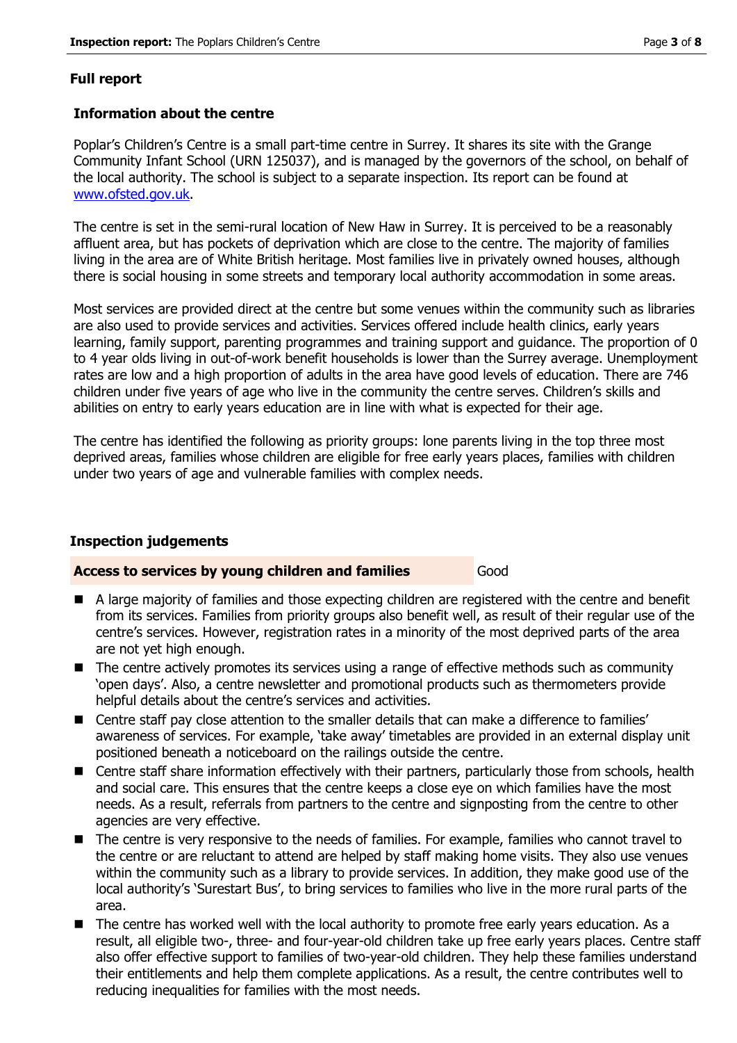## Full report

### Information about the centre

Poplar's Children's Centre is a small part-time centre in Surrey. It shares its site with the Grange Community Infant School (URN 125037), and is managed by the governors of the school, on behalf of the local authority. The school is subject to a separate inspection. Its report can be found at www.ofsted.gov.uk.

The centre is set in the semi-rural location of New Haw in Surrey. It is perceived to be a reasonably affluent area, but has pockets of deprivation which are close to the centre. The majority of families living in the area are of White British heritage. Most families live in privately owned houses, although there is social housing in some streets and temporary local authority accommodation in some areas.

Most services are provided direct at the centre but some venues within the community such as libraries are also used to provide services and activities. Services offered include health clinics, early years learning, family support, parenting programmes and training support and guidance. The proportion of 0 to 4 year olds living in out-of-work benefit households is lower than the Surrey average. Unemployment rates are low and a high proportion of adults in the area have good levels of education. There are 746 children under five years of age who live in the community the centre serves. Children's skills and abilities on entry to early years education are in line with what is expected for their age.

The centre has identified the following as priority groups: lone parents living in the top three most deprived areas, families whose children are eligible for free early years places, families with children under two years of age and vulnerable families with complex needs.

### Inspection judgements

| Access to services by young children and families | Good |
|---|---|

- A large majority of families and those expecting children are registered with the centre and benefit from its services. Families from priority groups also benefit well, as result of their regular use of the centre's services. However, registration rates in a minority of the most deprived parts of the area are not yet high enough.
- The centre actively promotes its services using a range of effective methods such as community 'open days'. Also, a centre newsletter and promotional products such as thermometers provide helpful details about the centre's services and activities.
- Centre staff pay close attention to the smaller details that can make a difference to families' awareness of services. For example, 'take away' timetables are provided in an external display unit positioned beneath a noticeboard on the railings outside the centre.
- Centre staff share information effectively with their partners, particularly those from schools, health and social care. This ensures that the centre keeps a close eye on which families have the most needs. As a result, referrals from partners to the centre and signposting from the centre to other agencies are very effective.
- The centre is very responsive to the needs of families. For example, families who cannot travel to the centre or are reluctant to attend are helped by staff making home visits. They also use venues within the community such as a library to provide services. In addition, they make good use of the local authority's 'Surestart Bus', to bring services to families who live in the more rural parts of the area.
- The centre has worked well with the local authority to promote free early years education. As a result, all eligible two-, three- and four-year-old children take up free early years places. Centre staff also offer effective support to families of two-year-old children. They help these families understand their entitlements and help them complete applications. As a result, the centre contributes well to reducing inequalities for families with the most needs.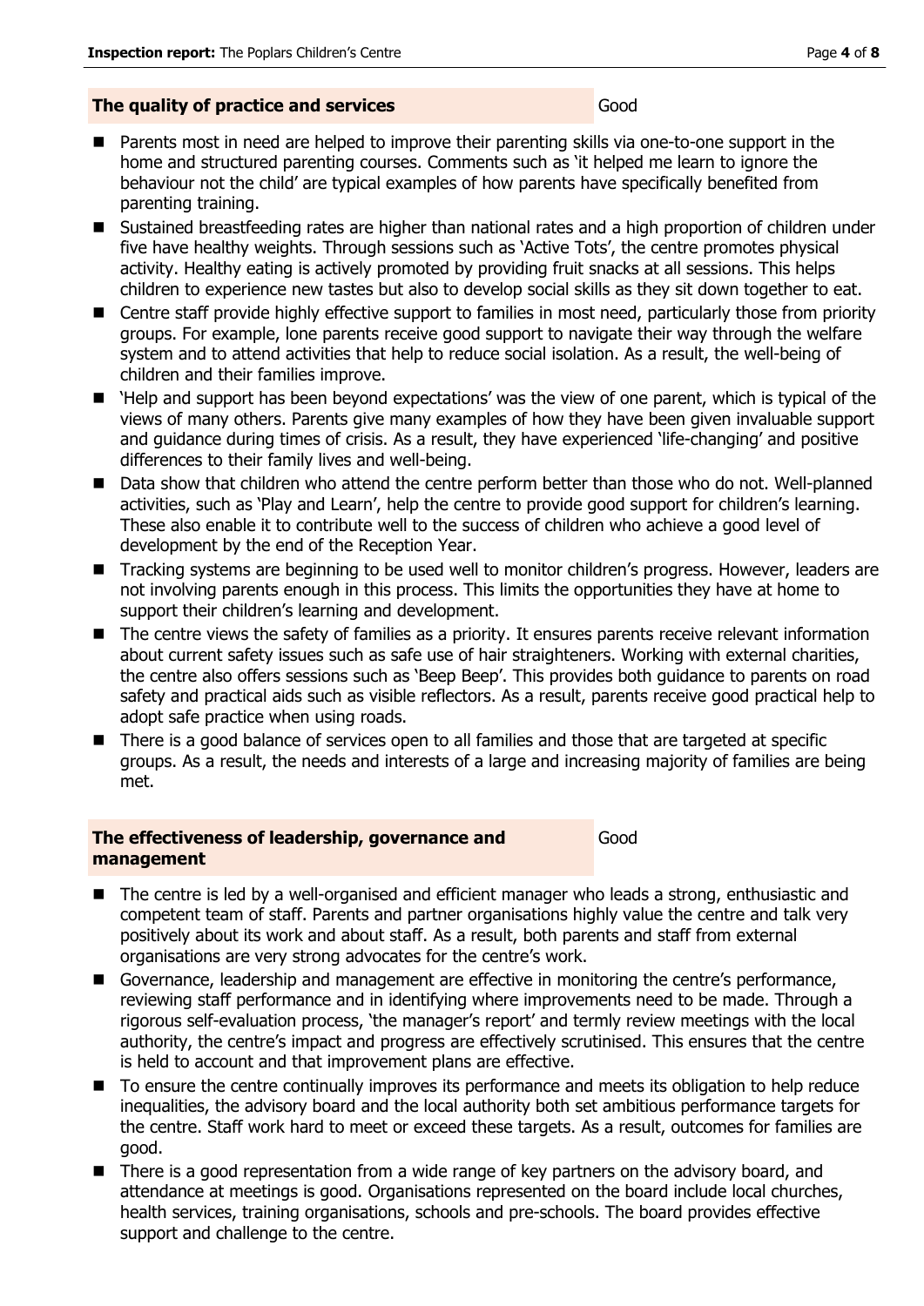## The quality of practice and services

Good

- Parents most in need are helped to improve their parenting skills via one-to-one support in the home and structured parenting courses. Comments such as 'it helped me learn to ignore the behaviour not the child' are typical examples of how parents have specifically benefited from parenting training.
- Sustained breastfeeding rates are higher than national rates and a high proportion of children under five have healthy weights. Through sessions such as 'Active Tots', the centre promotes physical activity. Healthy eating is actively promoted by providing fruit snacks at all sessions. This helps children to experience new tastes but also to develop social skills as they sit down together to eat.
- Centre staff provide highly effective support to families in most need, particularly those from priority groups. For example, lone parents receive good support to navigate their way through the welfare system and to attend activities that help to reduce social isolation. As a result, the well-being of children and their families improve.
- 'Help and support has been beyond expectations' was the view of one parent, which is typical of the views of many others. Parents give many examples of how they have been given invaluable support and guidance during times of crisis. As a result, they have experienced 'life-changing' and positive differences to their family lives and well-being.
- Data show that children who attend the centre perform better than those who do not. Well-planned activities, such as 'Play and Learn', help the centre to provide good support for children's learning. These also enable it to contribute well to the success of children who achieve a good level of development by the end of the Reception Year.
- Tracking systems are beginning to be used well to monitor children's progress. However, leaders are not involving parents enough in this process. This limits the opportunities they have at home to support their children's learning and development.
- The centre views the safety of families as a priority. It ensures parents receive relevant information about current safety issues such as safe use of hair straighteners. Working with external charities, the centre also offers sessions such as 'Beep Beep'. This provides both guidance to parents on road safety and practical aids such as visible reflectors. As a result, parents receive good practical help to adopt safe practice when using roads.
- There is a good balance of services open to all families and those that are targeted at specific groups. As a result, the needs and interests of a large and increasing majority of families are being met.

## The effectiveness of leadership, governance and management

Good

- The centre is led by a well-organised and efficient manager who leads a strong, enthusiastic and competent team of staff. Parents and partner organisations highly value the centre and talk very positively about its work and about staff. As a result, both parents and staff from external organisations are very strong advocates for the centre's work.
- Governance, leadership and management are effective in monitoring the centre's performance, reviewing staff performance and in identifying where improvements need to be made. Through a rigorous self-evaluation process, 'the manager's report' and termly review meetings with the local authority, the centre's impact and progress are effectively scrutinised. This ensures that the centre is held to account and that improvement plans are effective.
- To ensure the centre continually improves its performance and meets its obligation to help reduce inequalities, the advisory board and the local authority both set ambitious performance targets for the centre. Staff work hard to meet or exceed these targets. As a result, outcomes for families are good.
- There is a good representation from a wide range of key partners on the advisory board, and attendance at meetings is good. Organisations represented on the board include local churches, health services, training organisations, schools and pre-schools. The board provides effective support and challenge to the centre.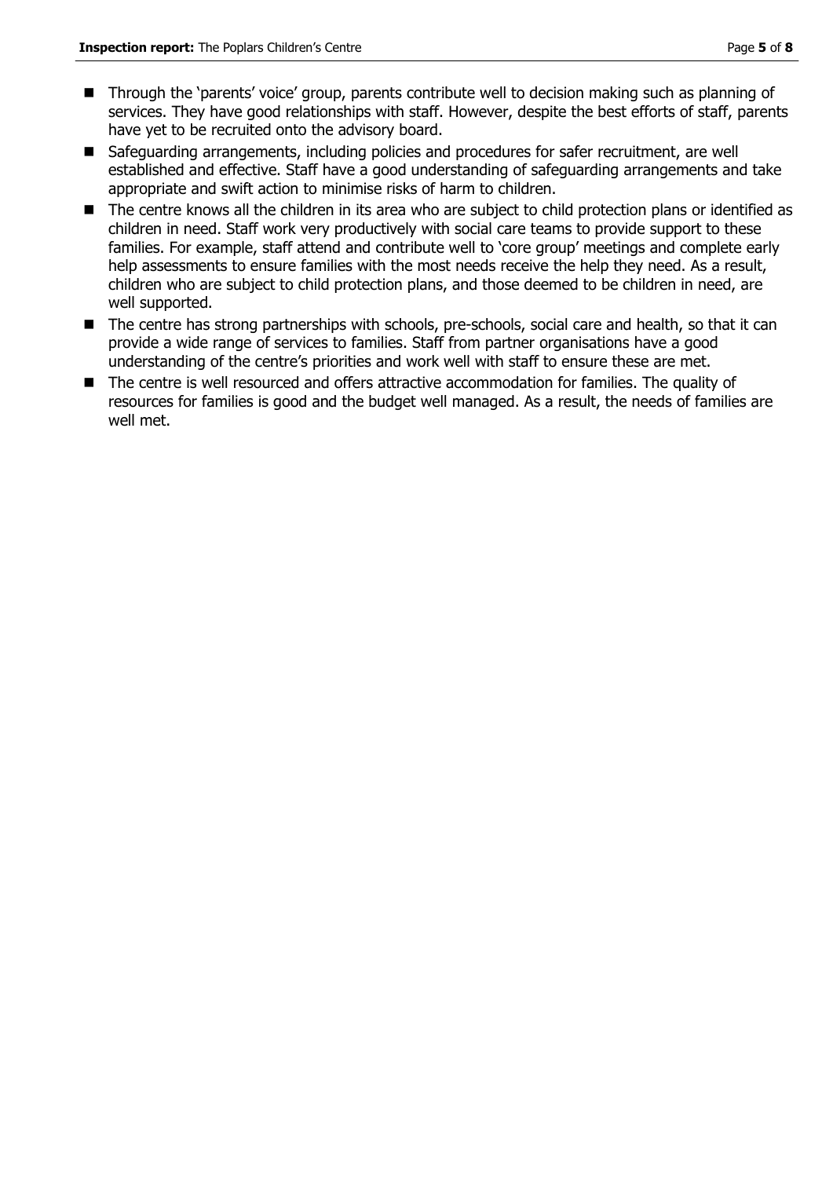- Through the 'parents' voice' group, parents contribute well to decision making such as planning of services. They have good relationships with staff. However, despite the best efforts of staff, parents have yet to be recruited onto the advisory board.
- Safeguarding arrangements, including policies and procedures for safer recruitment, are well established and effective. Staff have a good understanding of safeguarding arrangements and take appropriate and swift action to minimise risks of harm to children.
- The centre knows all the children in its area who are subject to child protection plans or identified as children in need. Staff work very productively with social care teams to provide support to these families. For example, staff attend and contribute well to 'core group' meetings and complete early help assessments to ensure families with the most needs receive the help they need. As a result, children who are subject to child protection plans, and those deemed to be children in need, are well supported.
- The centre has strong partnerships with schools, pre-schools, social care and health, so that it can provide a wide range of services to families. Staff from partner organisations have a good understanding of the centre's priorities and work well with staff to ensure these are met.
- The centre is well resourced and offers attractive accommodation for families. The quality of resources for families is good and the budget well managed. As a result, the needs of families are well met.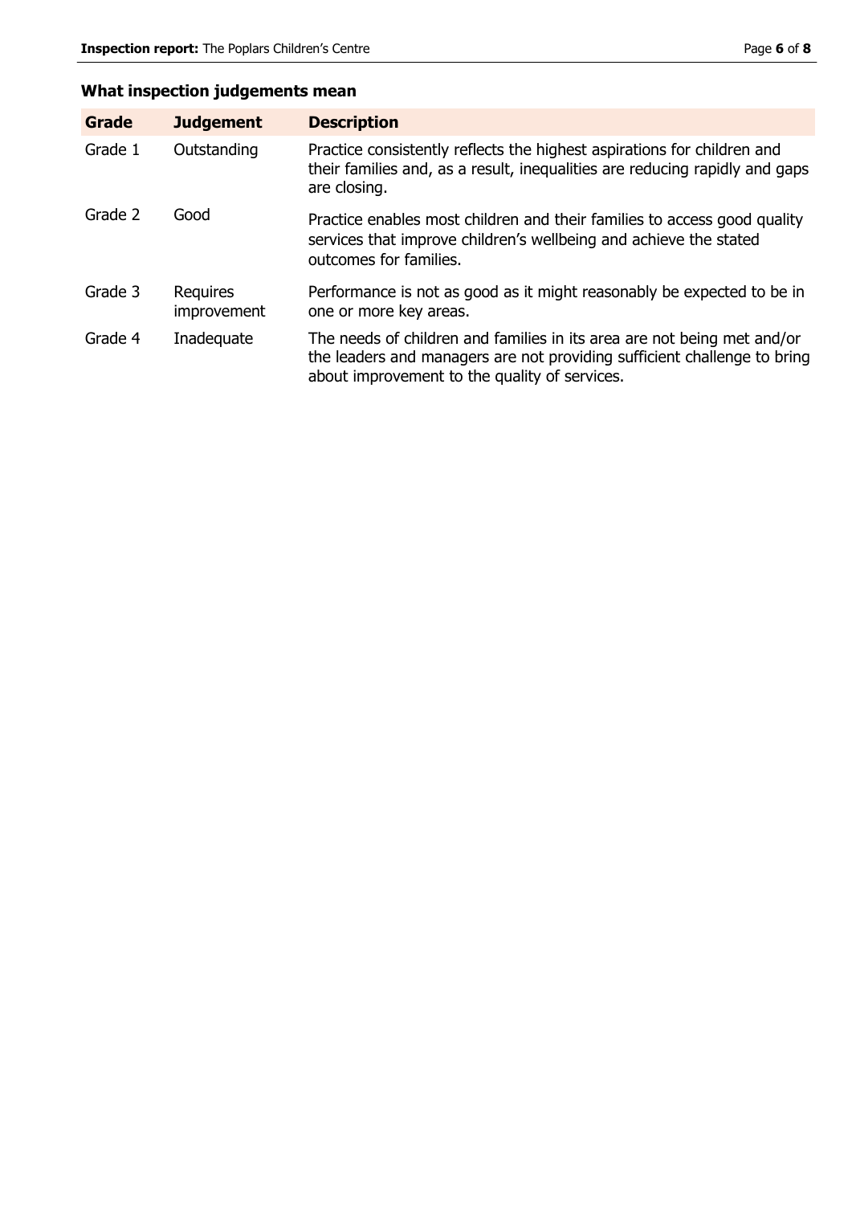## What inspection judgements mean

| Grade | Judgement | Description |
|---|---|---|
| Grade 1 | Outstanding | Practice consistently reflects the highest aspirations for children and their families and, as a result, inequalities are reducing rapidly and gaps are closing. |
| Grade 2 | Good | Practice enables most children and their families to access good quality services that improve children's wellbeing and achieve the stated outcomes for families. |
| Grade 3 | Requires improvement | Performance is not as good as it might reasonably be expected to be in one or more key areas. |
| Grade 4 | Inadequate | The needs of children and families in its area are not being met and/or the leaders and managers are not providing sufficient challenge to bring about improvement to the quality of services. |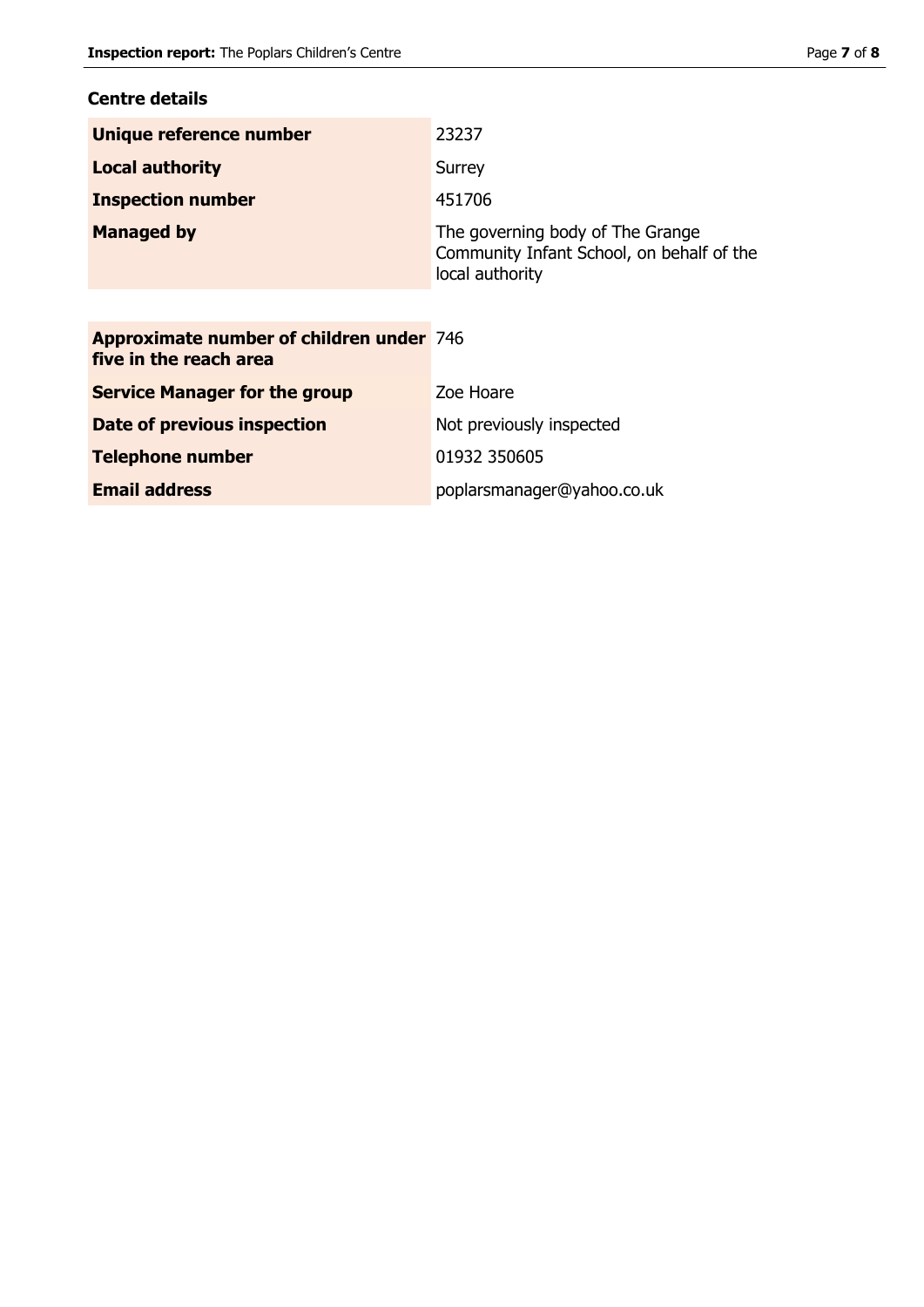## Centre details

| | |
|---|---|
| **Unique reference number** | 23237 |
| **Local authority** | Surrey |
| **Inspection number** | 451706 |
| **Managed by** | The governing body of The Grange Community Infant School, on behalf of the local authority |

| | |
|---|---|
| **Approximate number of children under five in the reach area** | 746 |
| **Service Manager for the group** | Zoe Hoare |
| **Date of previous inspection** | Not previously inspected |
| **Telephone number** | 01932 350605 |
| **Email address** | poplarsmanager@yahoo.co.uk |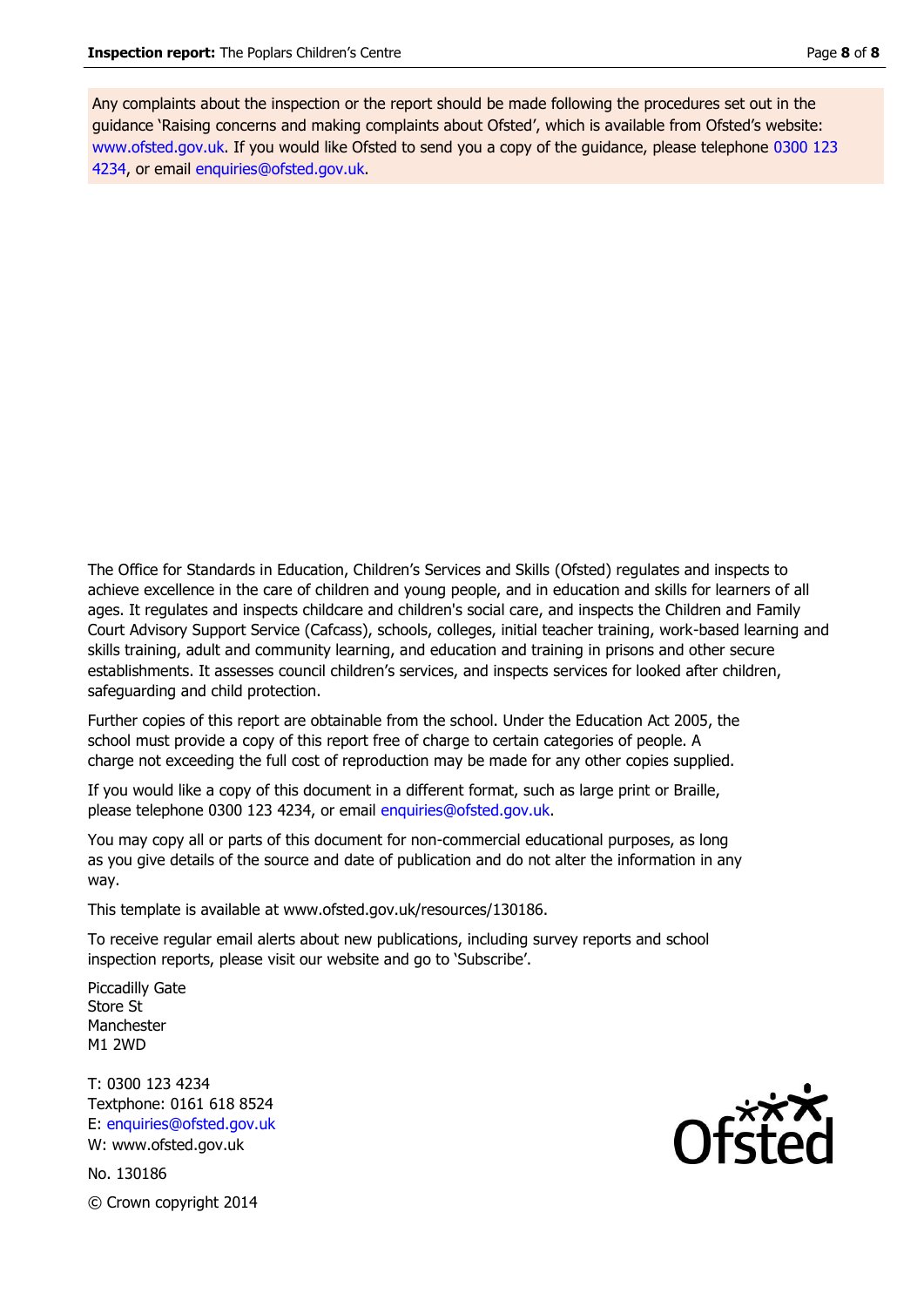Any complaints about the inspection or the report should be made following the procedures set out in the guidance 'Raising concerns and making complaints about Ofsted', which is available from Ofsted's website: www.ofsted.gov.uk. If you would like Ofsted to send you a copy of the guidance, please telephone 0300 123 4234, or email enquiries@ofsted.gov.uk.

The Office for Standards in Education, Children's Services and Skills (Ofsted) regulates and inspects to achieve excellence in the care of children and young people, and in education and skills for learners of all ages. It regulates and inspects childcare and children's social care, and inspects the Children and Family Court Advisory Support Service (Cafcass), schools, colleges, initial teacher training, work-based learning and skills training, adult and community learning, and education and training in prisons and other secure establishments. It assesses council children's services, and inspects services for looked after children, safeguarding and child protection.

Further copies of this report are obtainable from the school. Under the Education Act 2005, the school must provide a copy of this report free of charge to certain categories of people. A charge not exceeding the full cost of reproduction may be made for any other copies supplied.

If you would like a copy of this document in a different format, such as large print or Braille, please telephone 0300 123 4234, or email enquiries@ofsted.gov.uk.

You may copy all or parts of this document for non-commercial educational purposes, as long as you give details of the source and date of publication and do not alter the information in any way.

This template is available at www.ofsted.gov.uk/resources/130186.

To receive regular email alerts about new publications, including survey reports and school inspection reports, please visit our website and go to 'Subscribe'.

Piccadilly Gate
Store St
Manchester
M1 2WD

T: 0300 123 4234
Textphone: 0161 618 8524
E: enquiries@ofsted.gov.uk
W: www.ofsted.gov.uk

No. 130186

© Crown copyright 2014